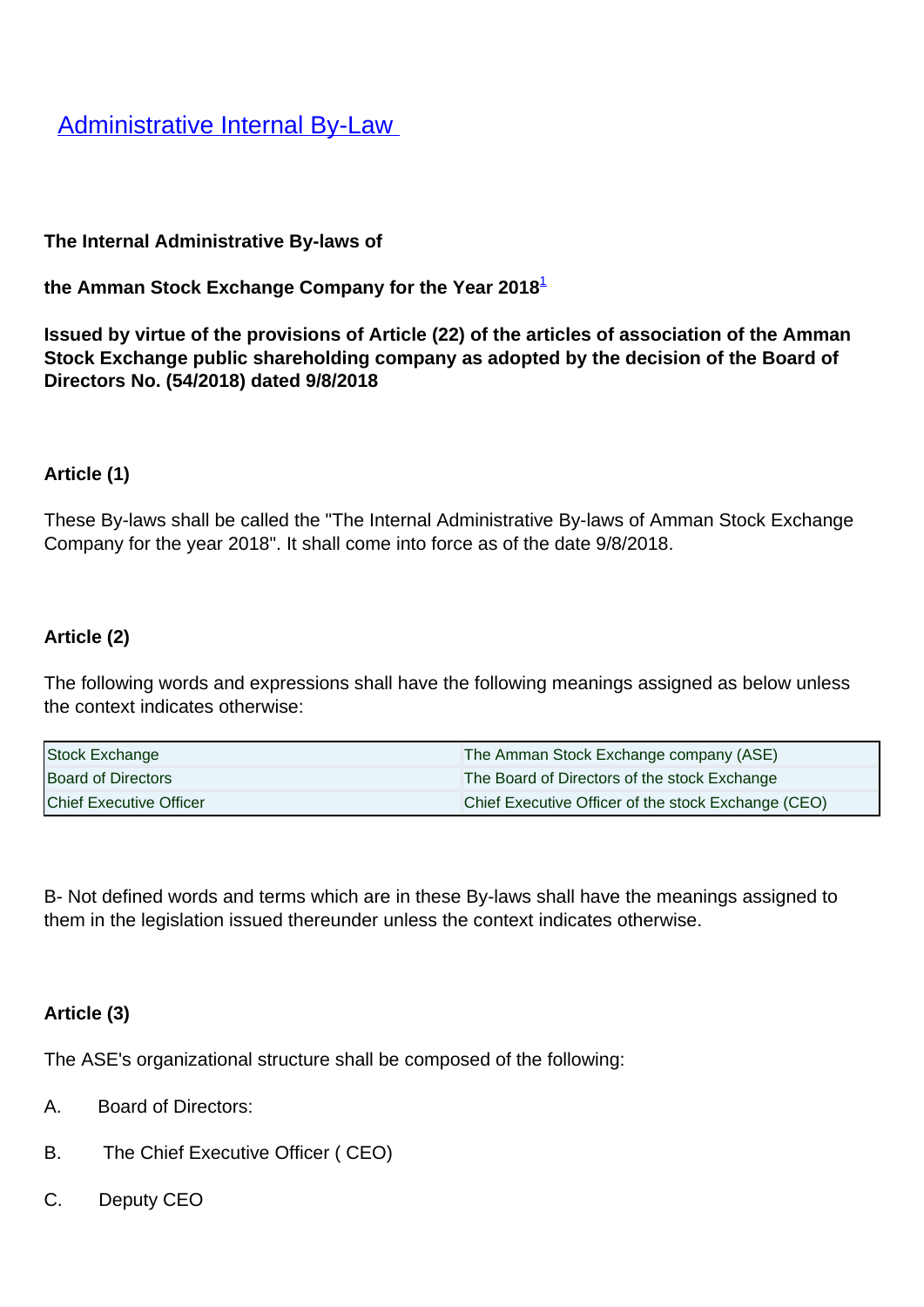# Administrative Internal By-Law

**The Internal Administrative By-laws of**

**the Amman Stock Exchange Company for the Year 2018**[1]

**Issued by virtue of the provisions of Article (22) of the articles of association of the Amman Stock Exchange public shareholding company as adopted by the decision of the Board of Directors No. (54/2018) dated 9/8/2018**

**Article (1)**

These By-laws shall be called the "The Internal Administrative By-laws of Amman Stock Exchange Company for the year 2018". It shall come into force as of the date 9/8/2018.

**Article (2)**

The following words and expressions shall have the following meanings assigned as below unless the context indicates otherwise:

| | |
|---|---|
| Stock Exchange | The Amman Stock Exchange company (ASE) |
| Board of Directors | The Board of Directors of the stock Exchange |
| Chief Executive Officer | Chief Executive Officer of the stock Exchange (CEO) |

B- Not defined words and terms which are in these By-laws shall have the meanings assigned to them in the legislation issued thereunder unless the context indicates otherwise.

**Article (3)**

The ASE's organizational structure shall be composed of the following:

A. Board of Directors:

B. The Chief Executive Officer ( CEO)

C. Deputy CEO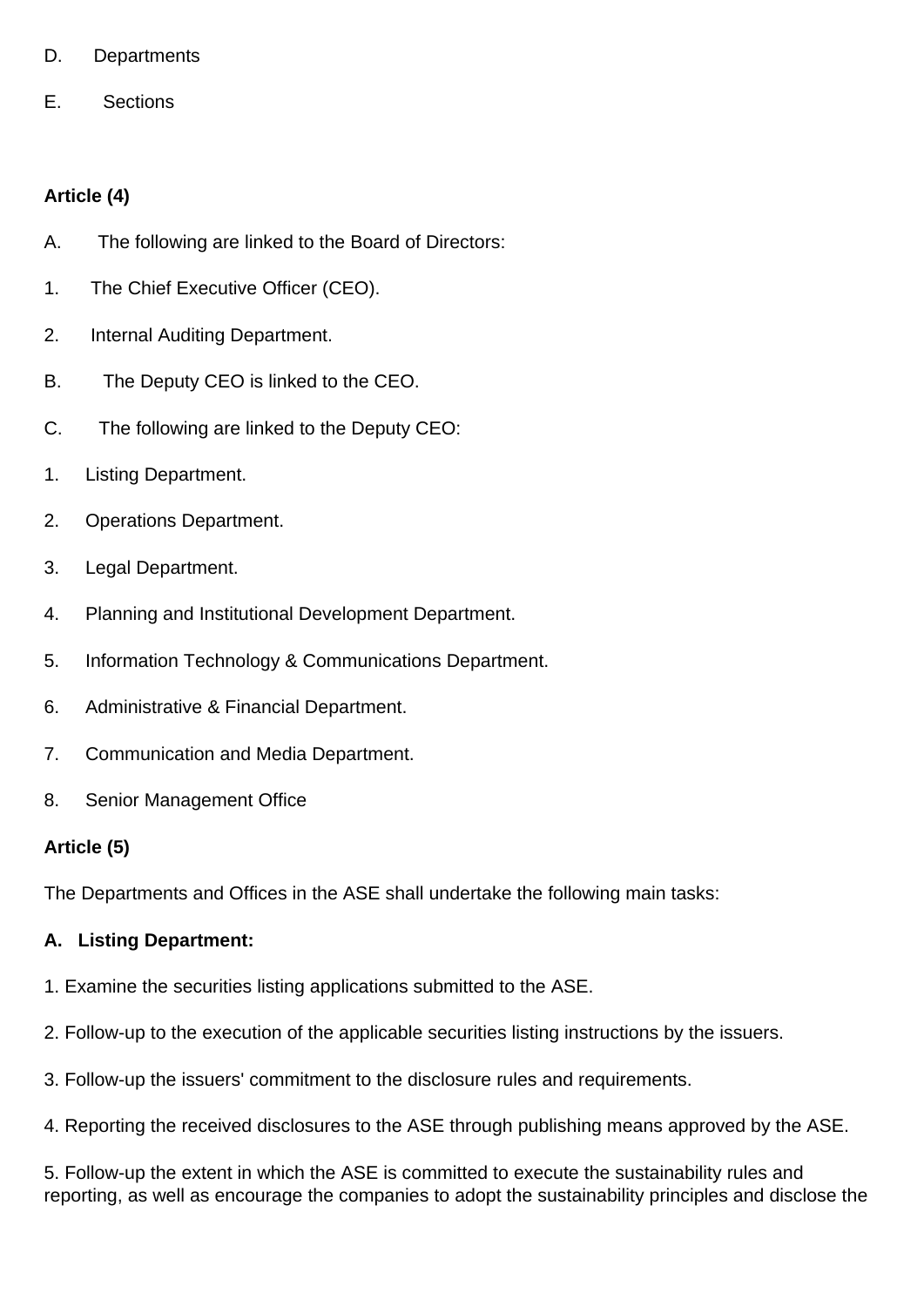D. Departments

E. Sections

**Article (4)**

A. The following are linked to the Board of Directors:

1. The Chief Executive Officer (CEO).

2. Internal Auditing Department.

B. The Deputy CEO is linked to the CEO.

C. The following are linked to the Deputy CEO:

1. Listing Department.

2. Operations Department.

3. Legal Department.

4. Planning and Institutional Development Department.

5. Information Technology & Communications Department.

6. Administrative & Financial Department.

7. Communication and Media Department.

8. Senior Management Office

**Article (5)**

The Departments and Offices in the ASE shall undertake the following main tasks:

**A. Listing Department:**

1. Examine the securities listing applications submitted to the ASE.

2. Follow-up to the execution of the applicable securities listing instructions by the issuers.

3. Follow-up the issuers' commitment to the disclosure rules and requirements.

4. Reporting the received disclosures to the ASE through publishing means approved by the ASE.

5. Follow-up the extent in which the ASE is committed to execute the sustainability rules and reporting, as well as encourage the companies to adopt the sustainability principles and disclose the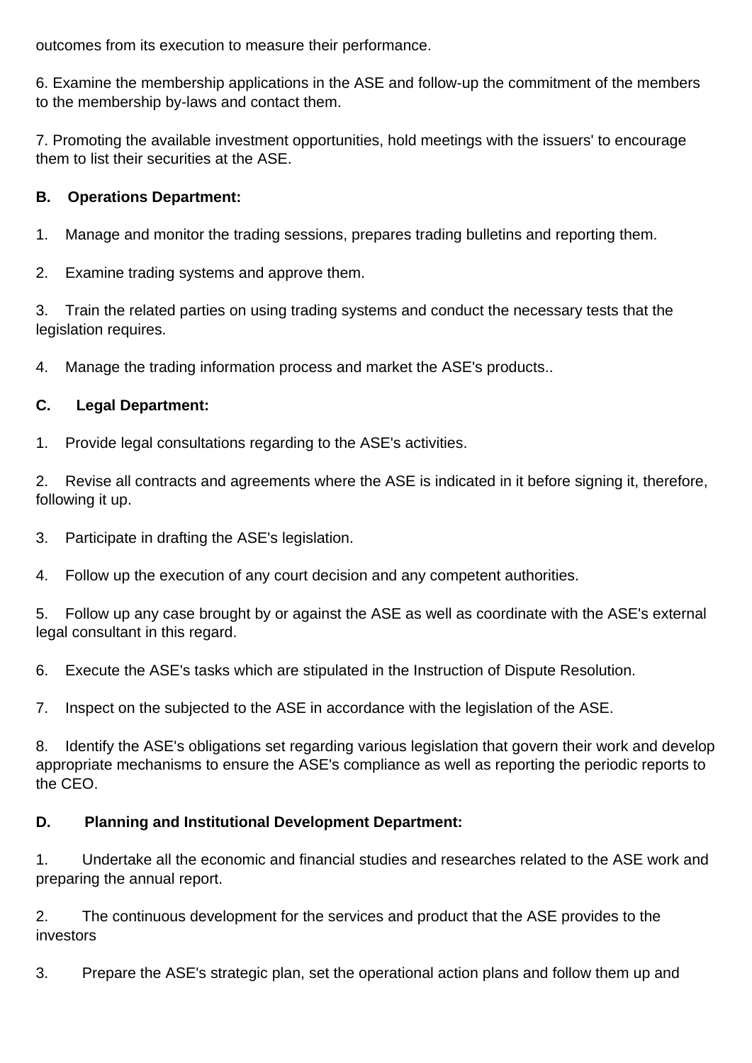outcomes from its execution to measure their performance.

6. Examine the membership applications in the ASE and follow-up the commitment of the members to the membership by-laws and contact them.

7. Promoting the available investment opportunities, hold meetings with the issuers' to encourage them to list their securities at the ASE.

**B. Operations Department:**

1. Manage and monitor the trading sessions, prepares trading bulletins and reporting them.

2. Examine trading systems and approve them.

3. Train the related parties on using trading systems and conduct the necessary tests that the legislation requires.

4. Manage the trading information process and market the ASE's products..

**C. Legal Department:**

1. Provide legal consultations regarding to the ASE's activities.

2. Revise all contracts and agreements where the ASE is indicated in it before signing it, therefore, following it up.

3. Participate in drafting the ASE's legislation.

4. Follow up the execution of any court decision and any competent authorities.

5. Follow up any case brought by or against the ASE as well as coordinate with the ASE's external legal consultant in this regard.

6. Execute the ASE's tasks which are stipulated in the Instruction of Dispute Resolution.

7. Inspect on the subjected to the ASE in accordance with the legislation of the ASE.

8. Identify the ASE's obligations set regarding various legislation that govern their work and develop appropriate mechanisms to ensure the ASE's compliance as well as reporting the periodic reports to the CEO.

**D. Planning and Institutional Development Department:**

1. Undertake all the economic and financial studies and researches related to the ASE work and preparing the annual report.

2. The continuous development for the services and product that the ASE provides to the investors

3. Prepare the ASE's strategic plan, set the operational action plans and follow them up and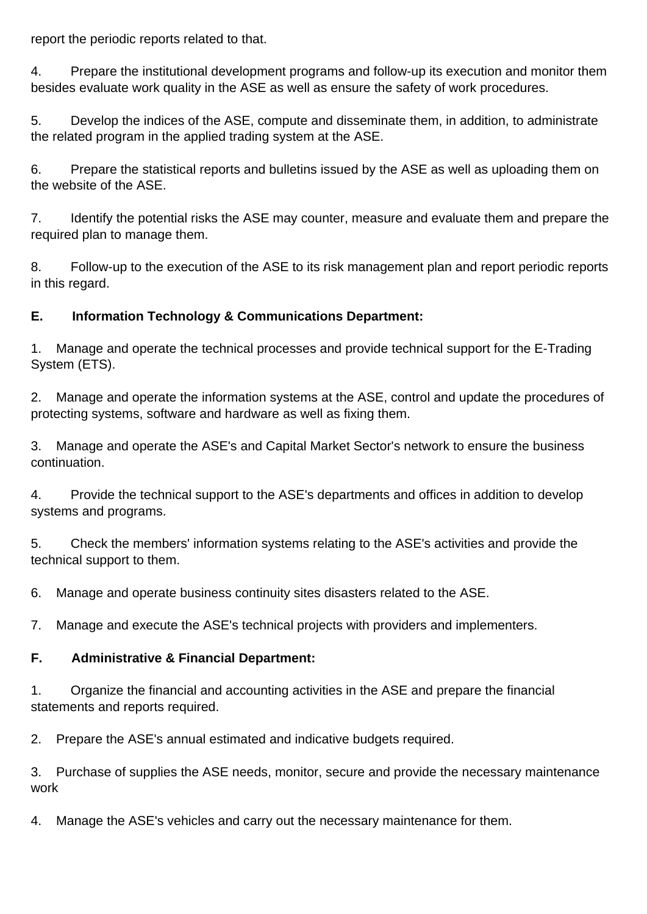report the periodic reports related to that.

4. Prepare the institutional development programs and follow-up its execution and monitor them besides evaluate work quality in the ASE as well as ensure the safety of work procedures.

5. Develop the indices of the ASE, compute and disseminate them, in addition, to administrate the related program in the applied trading system at the ASE.

6. Prepare the statistical reports and bulletins issued by the ASE as well as uploading them on the website of the ASE.

7. Identify the potential risks the ASE may counter, measure and evaluate them and prepare the required plan to manage them.

8. Follow-up to the execution of the ASE to its risk management plan and report periodic reports in this regard.

**E. Information Technology & Communications Department:**

1. Manage and operate the technical processes and provide technical support for the E-Trading System (ETS).

2. Manage and operate the information systems at the ASE, control and update the procedures of protecting systems, software and hardware as well as fixing them.

3. Manage and operate the ASE's and Capital Market Sector's network to ensure the business continuation.

4. Provide the technical support to the ASE's departments and offices in addition to develop systems and programs.

5. Check the members' information systems relating to the ASE's activities and provide the technical support to them.

6. Manage and operate business continuity sites disasters related to the ASE.

7. Manage and execute the ASE's technical projects with providers and implementers.

**F. Administrative & Financial Department:**

1. Organize the financial and accounting activities in the ASE and prepare the financial statements and reports required.

2. Prepare the ASE's annual estimated and indicative budgets required.

3. Purchase of supplies the ASE needs, monitor, secure and provide the necessary maintenance work

4. Manage the ASE's vehicles and carry out the necessary maintenance for them.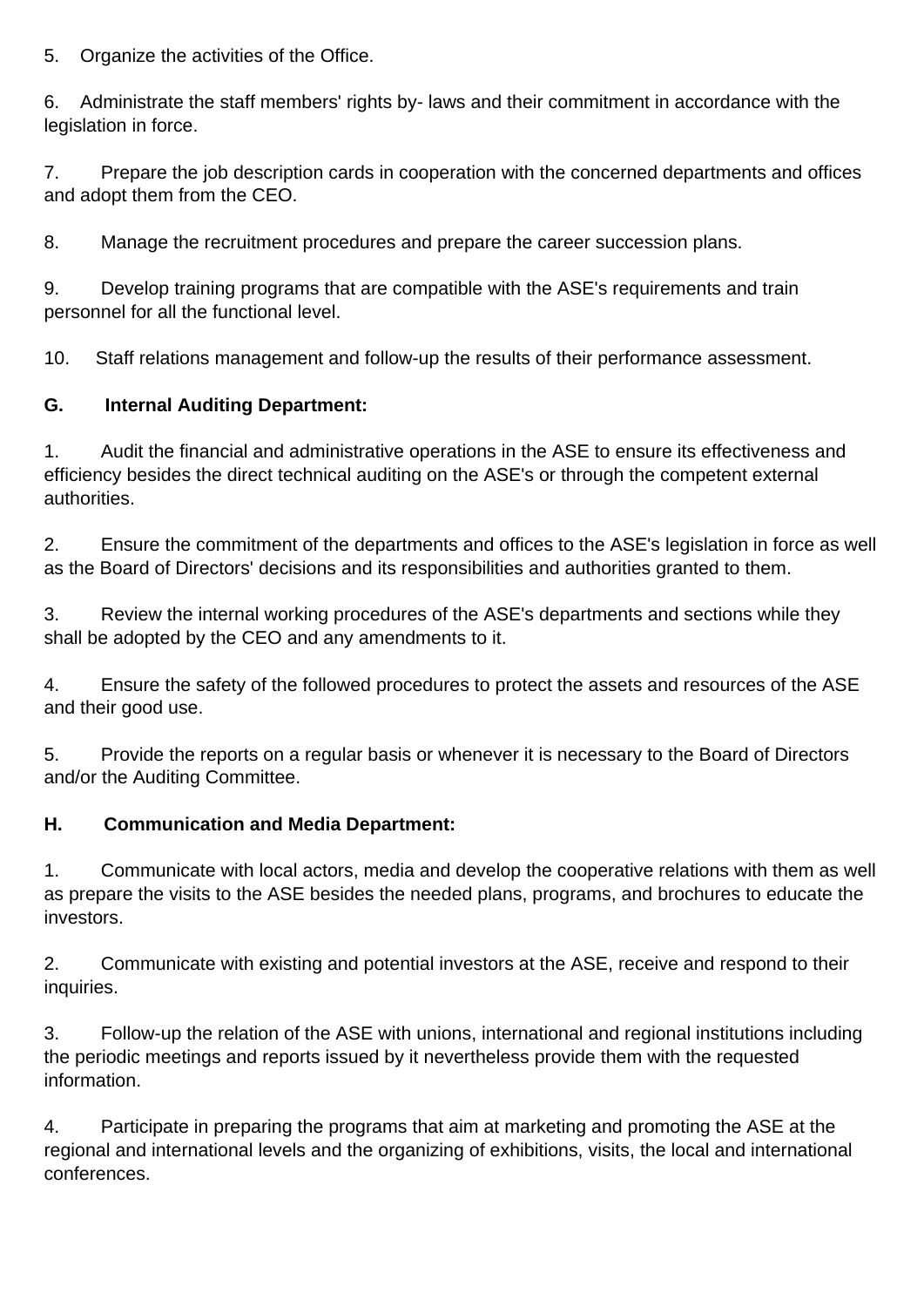5. Organize the activities of the Office.

6. Administrate the staff members' rights by- laws and their commitment in accordance with the legislation in force.

7. Prepare the job description cards in cooperation with the concerned departments and offices and adopt them from the CEO.

8. Manage the recruitment procedures and prepare the career succession plans.

9. Develop training programs that are compatible with the ASE's requirements and train personnel for all the functional level.

10. Staff relations management and follow-up the results of their performance assessment.

**G. Internal Auditing Department:**

1. Audit the financial and administrative operations in the ASE to ensure its effectiveness and efficiency besides the direct technical auditing on the ASE's or through the competent external authorities.

2. Ensure the commitment of the departments and offices to the ASE's legislation in force as well as the Board of Directors' decisions and its responsibilities and authorities granted to them.

3. Review the internal working procedures of the ASE's departments and sections while they shall be adopted by the CEO and any amendments to it.

4. Ensure the safety of the followed procedures to protect the assets and resources of the ASE and their good use.

5. Provide the reports on a regular basis or whenever it is necessary to the Board of Directors and/or the Auditing Committee.

**H. Communication and Media Department:**

1. Communicate with local actors, media and develop the cooperative relations with them as well as prepare the visits to the ASE besides the needed plans, programs, and brochures to educate the investors.

2. Communicate with existing and potential investors at the ASE, receive and respond to their inquiries.

3. Follow-up the relation of the ASE with unions, international and regional institutions including the periodic meetings and reports issued by it nevertheless provide them with the requested information.

4. Participate in preparing the programs that aim at marketing and promoting the ASE at the regional and international levels and the organizing of exhibitions, visits, the local and international conferences.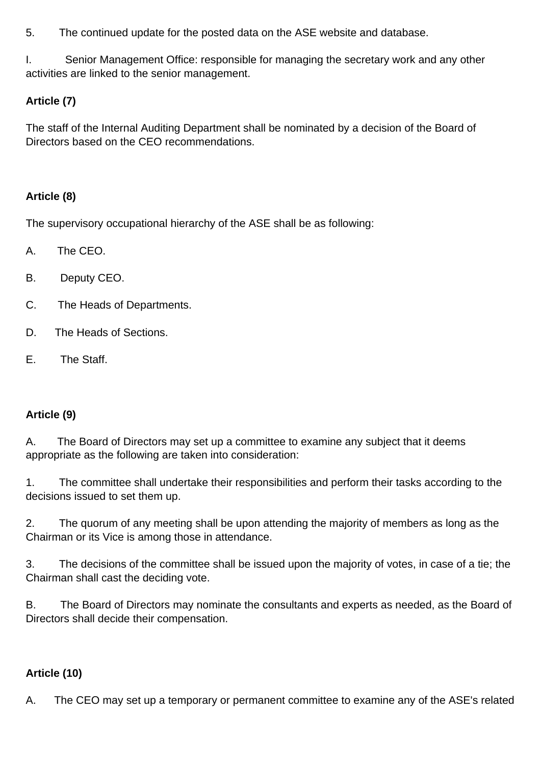5. The continued update for the posted data on the ASE website and database.

I. Senior Management Office: responsible for managing the secretary work and any other activities are linked to the senior management.

**Article (7)**

The staff of the Internal Auditing Department shall be nominated by a decision of the Board of Directors based on the CEO recommendations.

**Article (8)**

The supervisory occupational hierarchy of the ASE shall be as following:

A. The CEO.

B. Deputy CEO.

C. The Heads of Departments.

D. The Heads of Sections.

E. The Staff.

**Article (9)**

A. The Board of Directors may set up a committee to examine any subject that it deems appropriate as the following are taken into consideration:

1. The committee shall undertake their responsibilities and perform their tasks according to the decisions issued to set them up.

2. The quorum of any meeting shall be upon attending the majority of members as long as the Chairman or its Vice is among those in attendance.

3. The decisions of the committee shall be issued upon the majority of votes, in case of a tie; the Chairman shall cast the deciding vote.

B. The Board of Directors may nominate the consultants and experts as needed, as the Board of Directors shall decide their compensation.

**Article (10)**

A. The CEO may set up a temporary or permanent committee to examine any of the ASE's related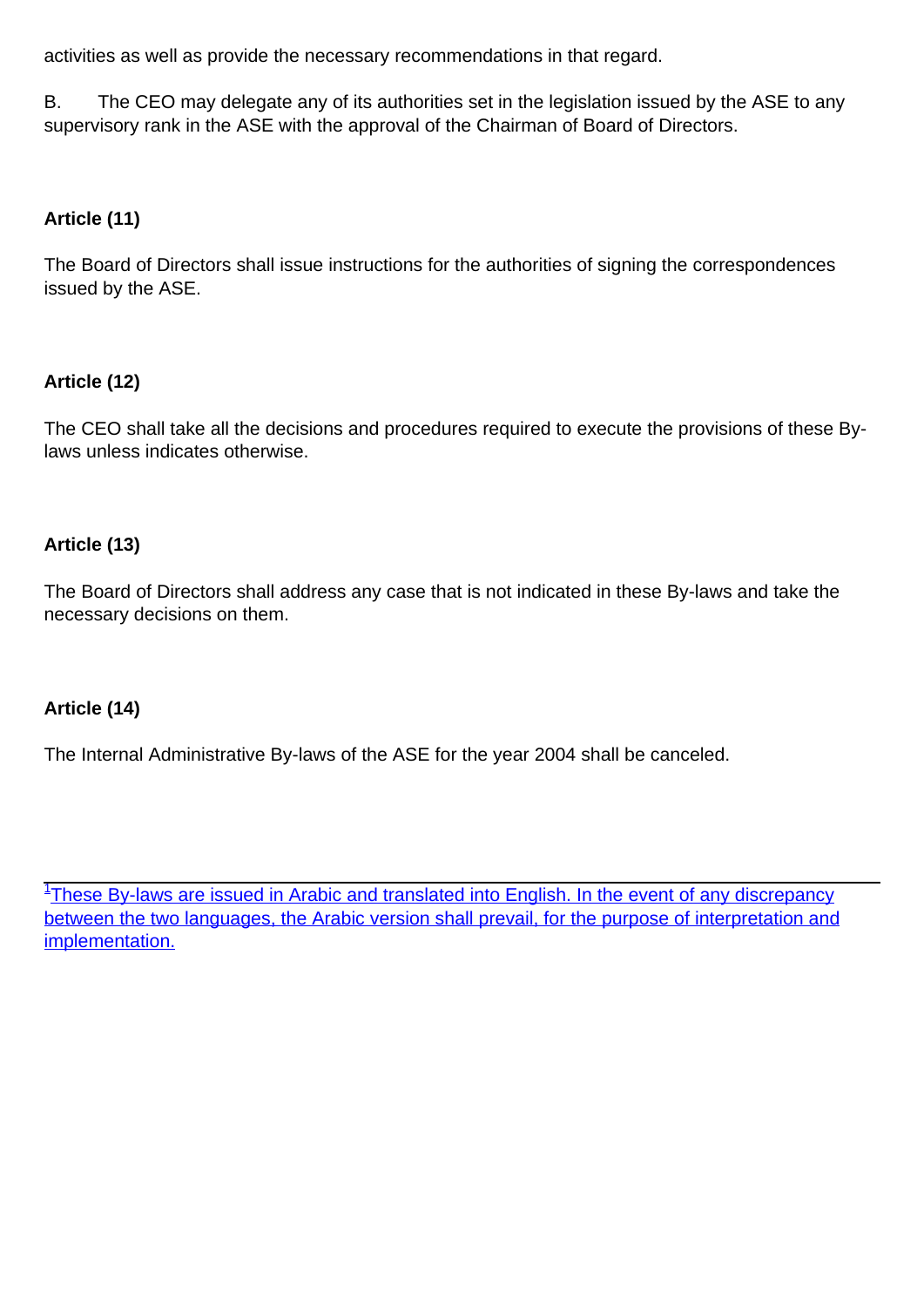activities as well as provide the necessary recommendations in that regard.

B. The CEO may delegate any of its authorities set in the legislation issued by the ASE to any supervisory rank in the ASE with the approval of the Chairman of Board of Directors.

**Article (11)**

The Board of Directors shall issue instructions for the authorities of signing the correspondences issued by the ASE.

**Article (12)**

The CEO shall take all the decisions and procedures required to execute the provisions of these By-laws unless indicates otherwise.

**Article (13)**

The Board of Directors shall address any case that is not indicated in these By-laws and take the necessary decisions on them.

**Article (14)**

The Internal Administrative By-laws of the ASE for the year 2004 shall be canceled.

---

[1] These By-laws are issued in Arabic and translated into English. In the event of any discrepancy between the two languages, the Arabic version shall prevail, for the purpose of interpretation and implementation.